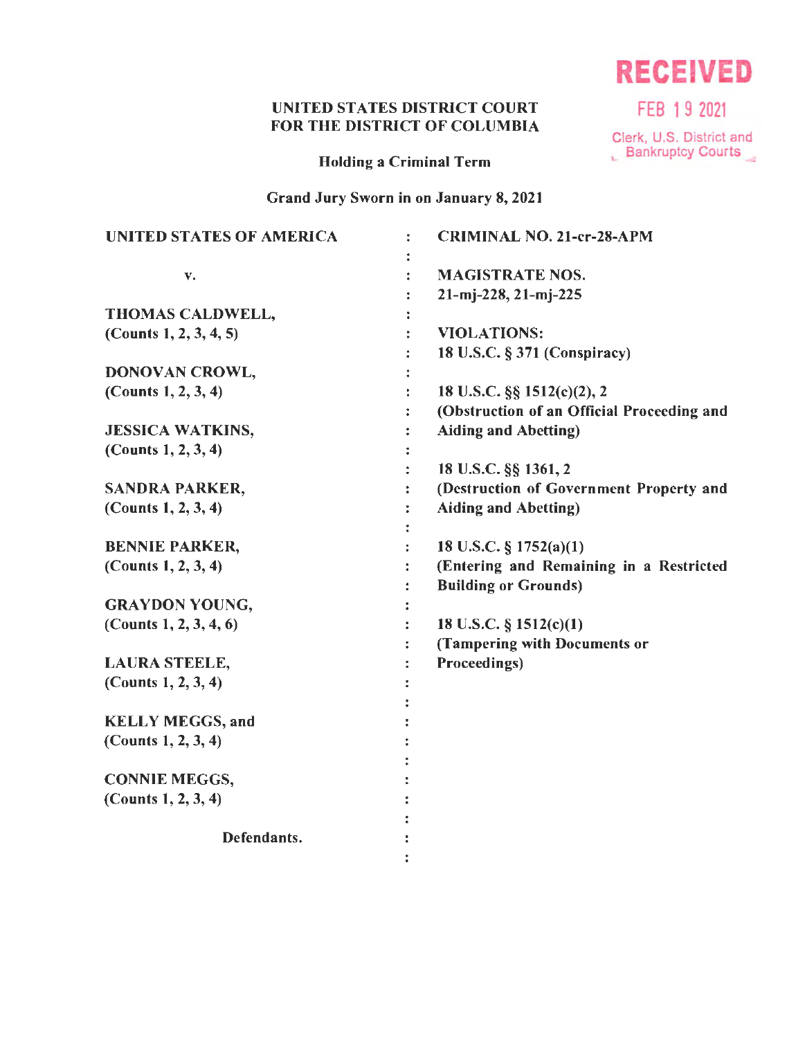RECEIVED

FEB 19 2021

Clerk, U.S. District and Bankruptcy Courts

**UNITED STATES DISTRICT COURT**
**FOR THE DISTRICT OF COLUMBIA**

**Holding a Criminal Term**

**Grand Jury Sworn in on January 8, 2021**

| | | |
|---|---|---|
| **UNITED STATES OF AMERICA** | : | **CRIMINAL NO. 21-cr-28-APM** |
| | : | |
| **v.** | : | **MAGISTRATE NOS.** |
| | : | **21-mj-228, 21-mj-225** |
| **THOMAS CALDWELL,** | : | |
| **(Counts 1, 2, 3, 4, 5)** | : | **VIOLATIONS:** |
| | : | **18 U.S.C. § 371 (Conspiracy)** |
| **DONOVAN CROWL,** | : | |
| **(Counts 1, 2, 3, 4)** | : | **18 U.S.C. §§ 1512(c)(2), 2** |
| | : | **(Obstruction of an Official Proceeding and** |
| **JESSICA WATKINS,** | : | **Aiding and Abetting)** |
| **(Counts 1, 2, 3, 4)** | : | |
| | : | **18 U.S.C. §§ 1361, 2** |
| **SANDRA PARKER,** | : | **(Destruction of Government Property and** |
| **(Counts 1, 2, 3, 4)** | : | **Aiding and Abetting)** |
| | : | |
| **BENNIE PARKER,** | : | **18 U.S.C. § 1752(a)(1)** |
| **(Counts 1, 2, 3, 4)** | : | **(Entering and Remaining in a Restricted** |
| | : | **Building or Grounds)** |
| **GRAYDON YOUNG,** | : | |
| **(Counts 1, 2, 3, 4, 6)** | : | **18 U.S.C. § 1512(c)(1)** |
| | : | **(Tampering with Documents or** |
| **LAURA STEELE,** | : | **Proceedings)** |
| **(Counts 1, 2, 3, 4)** | : | |
| | : | |
| **KELLY MEGGS, and** | : | |
| **(Counts 1, 2, 3, 4)** | : | |
| | : | |
| **CONNIE MEGGS,** | : | |
| **(Counts 1, 2, 3, 4)** | : | |
| | : | |
| **Defendants.** | : | |
| | : | |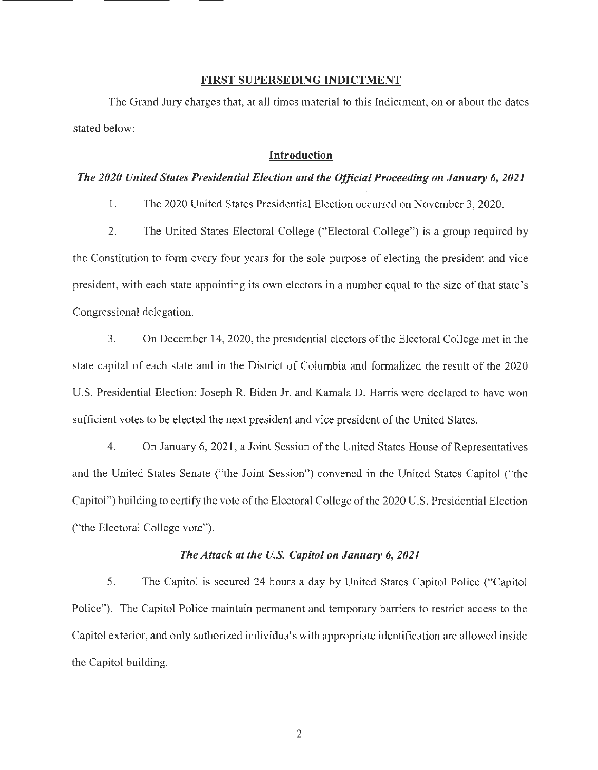## FIRST SUPERSEDING INDICTMENT

The Grand Jury charges that, at all times material to this Indictment, on or about the dates stated below:

### Introduction

***The 2020 United States Presidential Election and the Official Proceeding on January 6, 2021***

1. The 2020 United States Presidential Election occurred on November 3, 2020.

2. The United States Electoral College ("Electoral College") is a group required by the Constitution to form every four years for the sole purpose of electing the president and vice president, with each state appointing its own electors in a number equal to the size of that state's Congressional delegation.

3. On December 14, 2020, the presidential electors of the Electoral College met in the state capital of each state and in the District of Columbia and formalized the result of the 2020 U.S. Presidential Election: Joseph R. Biden Jr. and Kamala D. Harris were declared to have won sufficient votes to be elected the next president and vice president of the United States.

4. On January 6, 2021, a Joint Session of the United States House of Representatives and the United States Senate ("the Joint Session") convened in the United States Capitol ("the Capitol") building to certify the vote of the Electoral College of the 2020 U.S. Presidential Election ("the Electoral College vote").

***The Attack at the U.S. Capitol on January 6, 2021***

5. The Capitol is secured 24 hours a day by United States Capitol Police ("Capitol Police"). The Capitol Police maintain permanent and temporary barriers to restrict access to the Capitol exterior, and only authorized individuals with appropriate identification are allowed inside the Capitol building.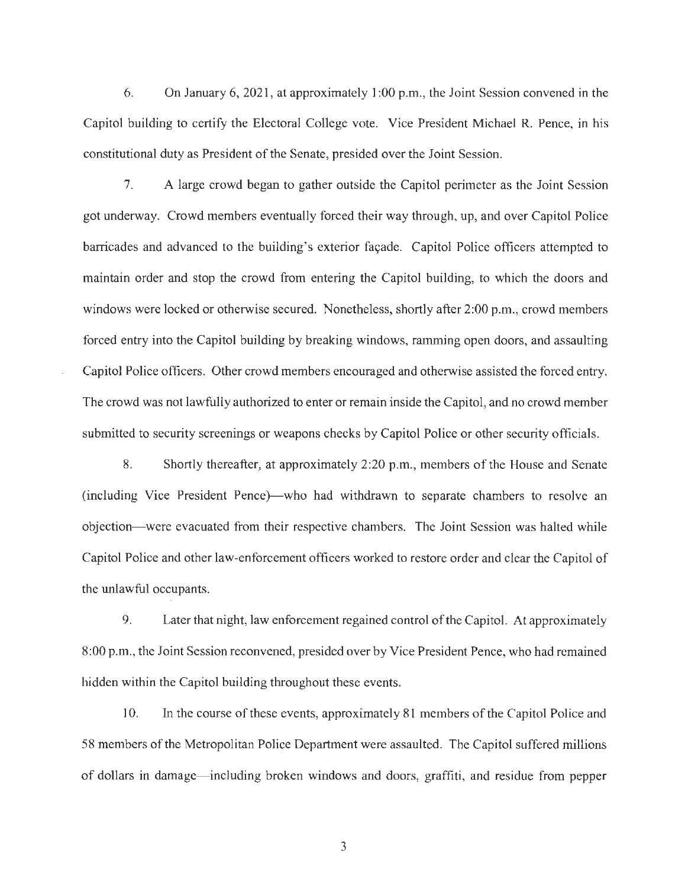6. On January 6, 2021, at approximately 1:00 p.m., the Joint Session convened in the Capitol building to certify the Electoral College vote. Vice President Michael R. Pence, in his constitutional duty as President of the Senate, presided over the Joint Session.

7. A large crowd began to gather outside the Capitol perimeter as the Joint Session got underway. Crowd members eventually forced their way through, up, and over Capitol Police barricades and advanced to the building's exterior façade. Capitol Police officers attempted to maintain order and stop the crowd from entering the Capitol building, to which the doors and windows were locked or otherwise secured. Nonetheless, shortly after 2:00 p.m., crowd members forced entry into the Capitol building by breaking windows, ramming open doors, and assaulting Capitol Police officers. Other crowd members encouraged and otherwise assisted the forced entry. The crowd was not lawfully authorized to enter or remain inside the Capitol, and no crowd member submitted to security screenings or weapons checks by Capitol Police or other security officials.

8. Shortly thereafter, at approximately 2:20 p.m., members of the House and Senate (including Vice President Pence)—who had withdrawn to separate chambers to resolve an objection—were evacuated from their respective chambers. The Joint Session was halted while Capitol Police and other law-enforcement officers worked to restore order and clear the Capitol of the unlawful occupants.

9. Later that night, law enforcement regained control of the Capitol. At approximately 8:00 p.m., the Joint Session reconvened, presided over by Vice President Pence, who had remained hidden within the Capitol building throughout these events.

10. In the course of these events, approximately 81 members of the Capitol Police and 58 members of the Metropolitan Police Department were assaulted. The Capitol suffered millions of dollars in damage—including broken windows and doors, graffiti, and residue from pepper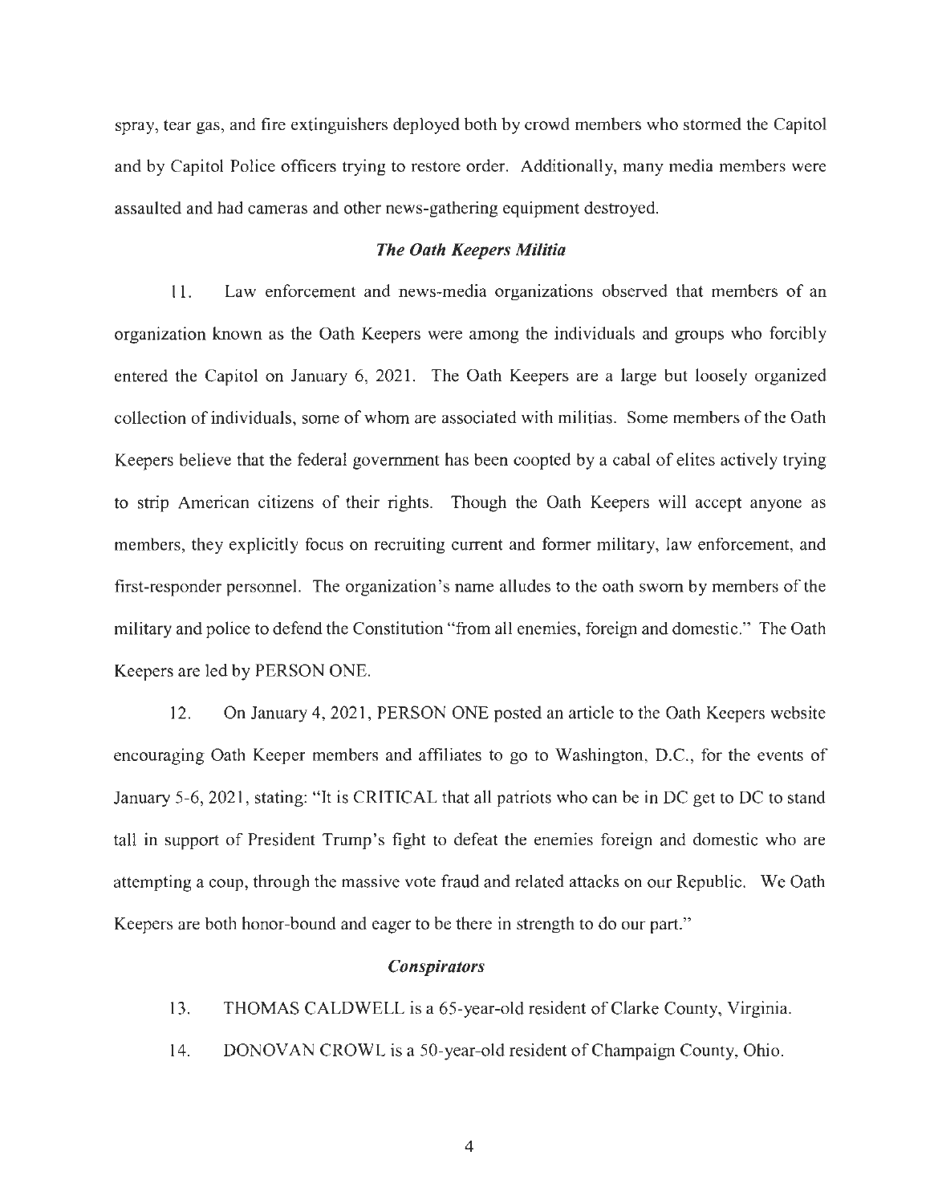spray, tear gas, and fire extinguishers deployed both by crowd members who stormed the Capitol and by Capitol Police officers trying to restore order. Additionally, many media members were assaulted and had cameras and other news-gathering equipment destroyed.

### *The Oath Keepers Militia*

11. Law enforcement and news-media organizations observed that members of an organization known as the Oath Keepers were among the individuals and groups who forcibly entered the Capitol on January 6, 2021. The Oath Keepers are a large but loosely organized collection of individuals, some of whom are associated with militias. Some members of the Oath Keepers believe that the federal government has been coopted by a cabal of elites actively trying to strip American citizens of their rights. Though the Oath Keepers will accept anyone as members, they explicitly focus on recruiting current and former military, law enforcement, and first-responder personnel. The organization's name alludes to the oath sworn by members of the military and police to defend the Constitution "from all enemies, foreign and domestic." The Oath Keepers are led by PERSON ONE.

12. On January 4, 2021, PERSON ONE posted an article to the Oath Keepers website encouraging Oath Keeper members and affiliates to go to Washington, D.C., for the events of January 5-6, 2021, stating: "It is CRITICAL that all patriots who can be in DC get to DC to stand tall in support of President Trump's fight to defeat the enemies foreign and domestic who are attempting a coup, through the massive vote fraud and related attacks on our Republic. We Oath Keepers are both honor-bound and eager to be there in strength to do our part."

### *Conspirators*

13. THOMAS CALDWELL is a 65-year-old resident of Clarke County, Virginia.

14. DONOVAN CROWL is a 50-year-old resident of Champaign County, Ohio.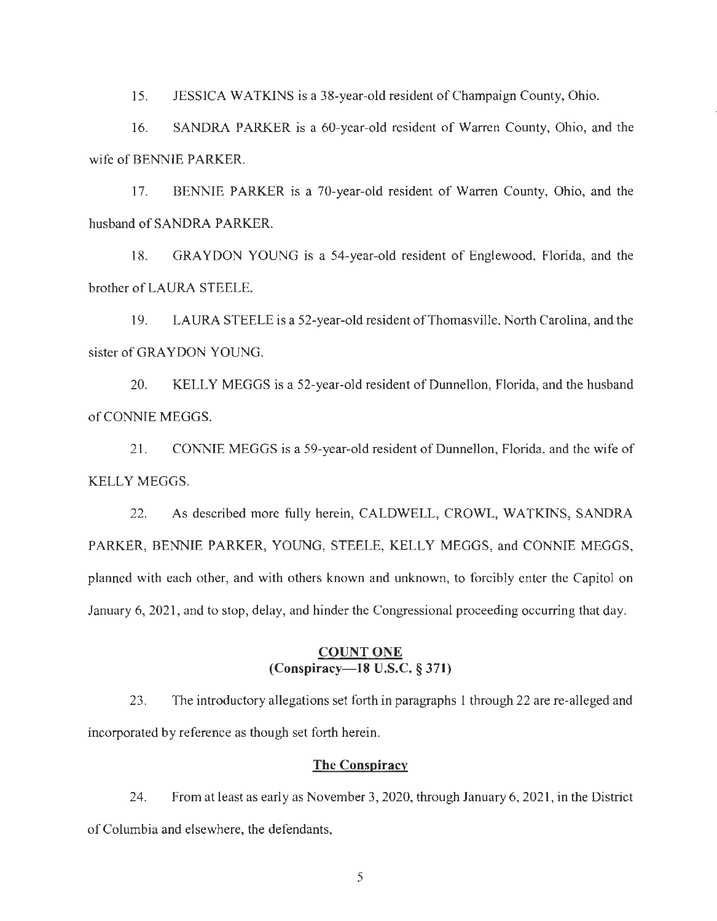15. JESSICA WATKINS is a 38-year-old resident of Champaign County, Ohio.

16. SANDRA PARKER is a 60-year-old resident of Warren County, Ohio, and the wife of BENNIE PARKER.

17. BENNIE PARKER is a 70-year-old resident of Warren County, Ohio, and the husband of SANDRA PARKER.

18. GRAYDON YOUNG is a 54-year-old resident of Englewood, Florida, and the brother of LAURA STEELE.

19. LAURA STEELE is a 52-year-old resident of Thomasville, North Carolina, and the sister of GRAYDON YOUNG.

20. KELLY MEGGS is a 52-year-old resident of Dunnellon, Florida, and the husband of CONNIE MEGGS.

21. CONNIE MEGGS is a 59-year-old resident of Dunnellon, Florida, and the wife of KELLY MEGGS.

22. As described more fully herein, CALDWELL, CROWL, WATKINS, SANDRA PARKER, BENNIE PARKER, YOUNG, STEELE, KELLY MEGGS, and CONNIE MEGGS, planned with each other, and with others known and unknown, to forcibly enter the Capitol on January 6, 2021, and to stop, delay, and hinder the Congressional proceeding occurring that day.

## COUNT ONE
## (Conspiracy—18 U.S.C. § 371)

23. The introductory allegations set forth in paragraphs 1 through 22 are re-alleged and incorporated by reference as though set forth herein.

### The Conspiracy

24. From at least as early as November 3, 2020, through January 6, 2021, in the District of Columbia and elsewhere, the defendants,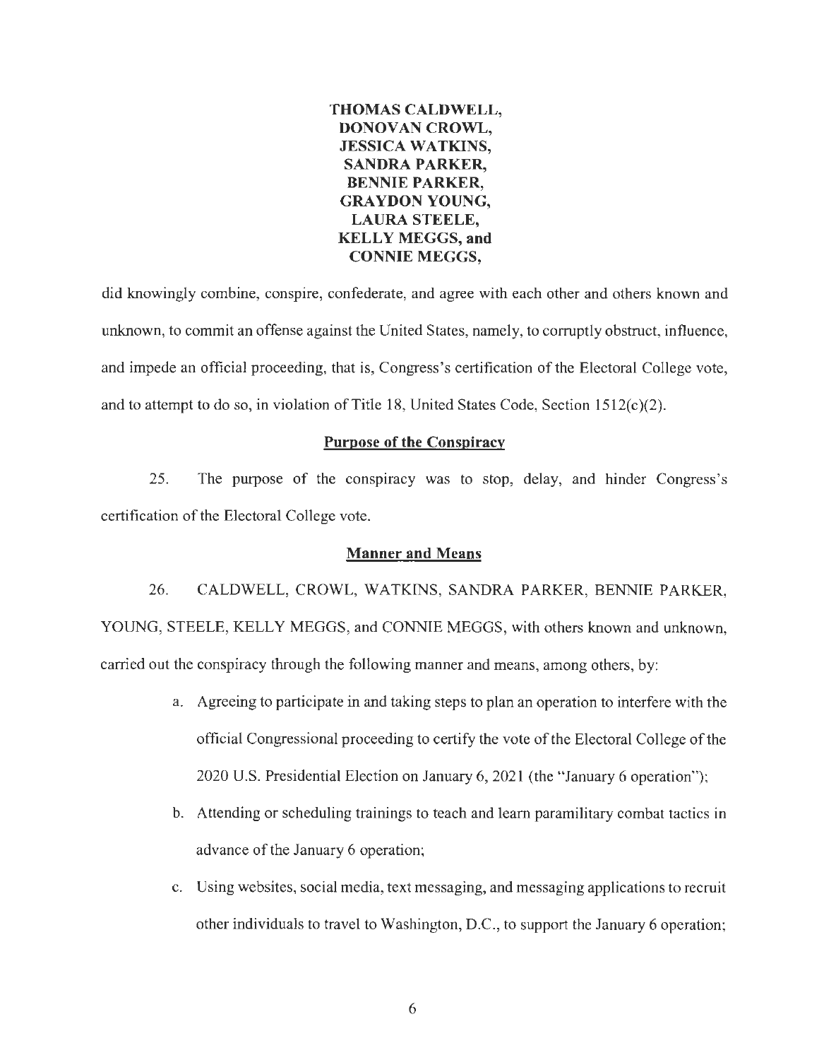**THOMAS CALDWELL,**
**DONOVAN CROWL,**
**JESSICA WATKINS,**
**SANDRA PARKER,**
**BENNIE PARKER,**
**GRAYDON YOUNG,**
**LAURA STEELE,**
**KELLY MEGGS, and**
**CONNIE MEGGS,**

did knowingly combine, conspire, confederate, and agree with each other and others known and unknown, to commit an offense against the United States, namely, to corruptly obstruct, influence, and impede an official proceeding, that is, Congress's certification of the Electoral College vote, and to attempt to do so, in violation of Title 18, United States Code, Section 1512(c)(2).

**Purpose of the Conspiracy**

25. The purpose of the conspiracy was to stop, delay, and hinder Congress's certification of the Electoral College vote.

**Manner and Means**

26. CALDWELL, CROWL, WATKINS, SANDRA PARKER, BENNIE PARKER, YOUNG, STEELE, KELLY MEGGS, and CONNIE MEGGS, with others known and unknown, carried out the conspiracy through the following manner and means, among others, by:

a. Agreeing to participate in and taking steps to plan an operation to interfere with the official Congressional proceeding to certify the vote of the Electoral College of the 2020 U.S. Presidential Election on January 6, 2021 (the "January 6 operation");

b. Attending or scheduling trainings to teach and learn paramilitary combat tactics in advance of the January 6 operation;

c. Using websites, social media, text messaging, and messaging applications to recruit other individuals to travel to Washington, D.C., to support the January 6 operation;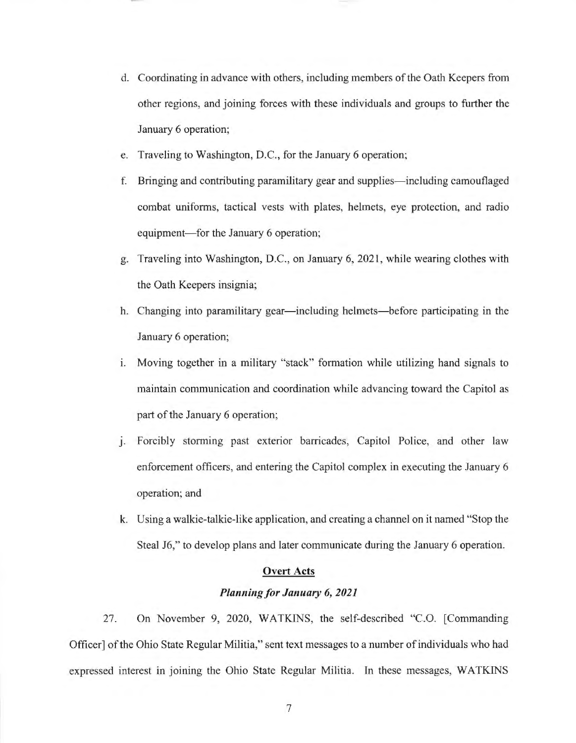d. Coordinating in advance with others, including members of the Oath Keepers from other regions, and joining forces with these individuals and groups to further the January 6 operation;

e. Traveling to Washington, D.C., for the January 6 operation;

f. Bringing and contributing paramilitary gear and supplies—including camouflaged combat uniforms, tactical vests with plates, helmets, eye protection, and radio equipment—for the January 6 operation;

g. Traveling into Washington, D.C., on January 6, 2021, while wearing clothes with the Oath Keepers insignia;

h. Changing into paramilitary gear—including helmets—before participating in the January 6 operation;

i. Moving together in a military "stack" formation while utilizing hand signals to maintain communication and coordination while advancing toward the Capitol as part of the January 6 operation;

j. Forcibly storming past exterior barricades, Capitol Police, and other law enforcement officers, and entering the Capitol complex in executing the January 6 operation; and

k. Using a walkie-talkie-like application, and creating a channel on it named "Stop the Steal J6," to develop plans and later communicate during the January 6 operation.

## Overt Acts

### *Planning for January 6, 2021*

27. On November 9, 2020, WATKINS, the self-described "C.O. [Commanding Officer] of the Ohio State Regular Militia," sent text messages to a number of individuals who had expressed interest in joining the Ohio State Regular Militia. In these messages, WATKINS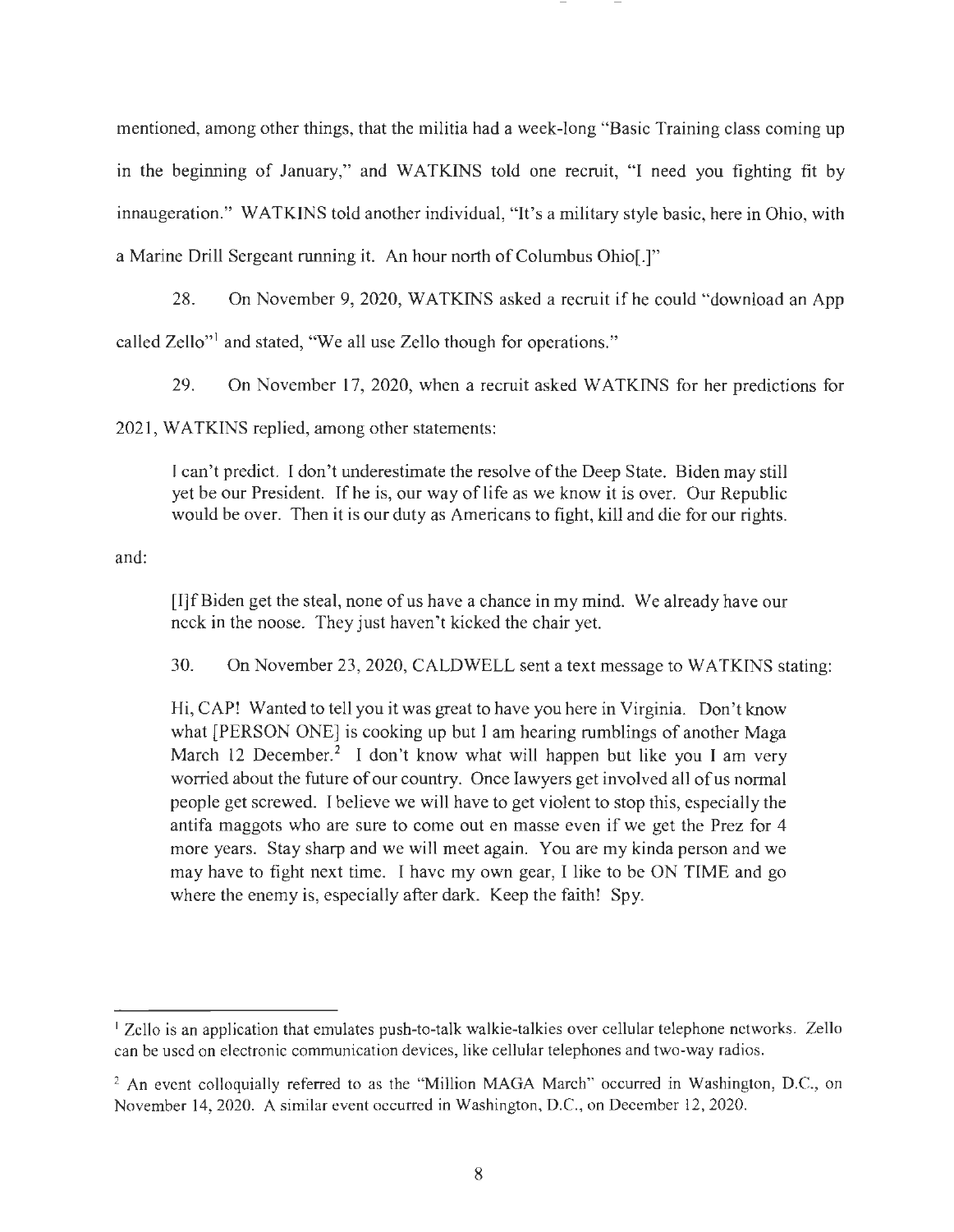mentioned, among other things, that the militia had a week-long "Basic Training class coming up in the beginning of January," and WATKINS told one recruit, "I need you fighting fit by innaugeration." WATKINS told another individual, "It's a military style basic, here in Ohio, with a Marine Drill Sergeant running it. An hour north of Columbus Ohio[.]"

28. On November 9, 2020, WATKINS asked a recruit if he could "download an App called Zello"[1] and stated, "We all use Zello though for operations."

29. On November 17, 2020, when a recruit asked WATKINS for her predictions for 2021, WATKINS replied, among other statements:

> I can't predict. I don't underestimate the resolve of the Deep State. Biden may still yet be our President. If he is, our way of life as we know it is over. Our Republic would be over. Then it is our duty as Americans to fight, kill and die for our rights.

and:

> [I]f Biden get the steal, none of us have a chance in my mind. We already have our neck in the noose. They just haven't kicked the chair yet.

30. On November 23, 2020, CALDWELL sent a text message to WATKINS stating:

> Hi, CAP! Wanted to tell you it was great to have you here in Virginia. Don't know what [PERSON ONE] is cooking up but I am hearing rumblings of another Maga March 12 December.[2] I don't know what will happen but like you I am very worried about the future of our country. Once lawyers get involved all of us normal people get screwed. I believe we will have to get violent to stop this, especially the antifa maggots who are sure to come out en masse even if we get the Prez for 4 more years. Stay sharp and we will meet again. You are my kinda person and we may have to fight next time. I have my own gear, I like to be ON TIME and go where the enemy is, especially after dark. Keep the faith! Spy.

---

[1] Zello is an application that emulates push-to-talk walkie-talkies over cellular telephone networks. Zello can be used on electronic communication devices, like cellular telephones and two-way radios.

[2] An event colloquially referred to as the "Million MAGA March" occurred in Washington, D.C., on November 14, 2020. A similar event occurred in Washington, D.C., on December 12, 2020.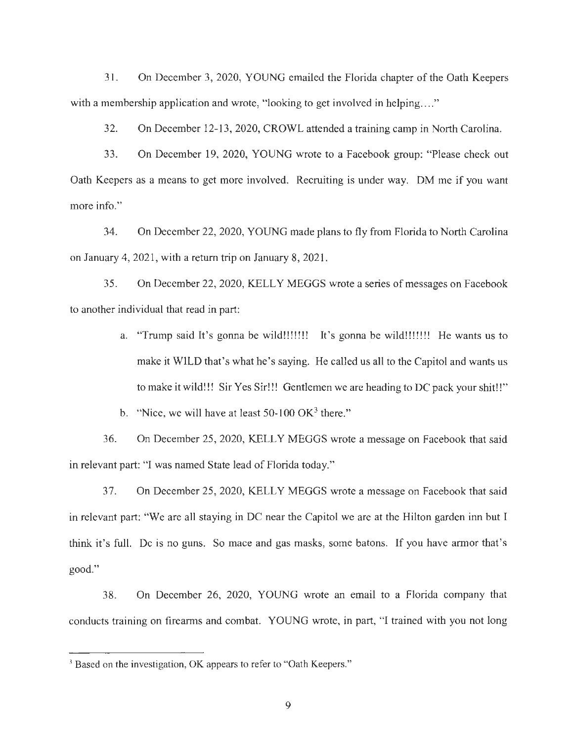31. On December 3, 2020, YOUNG emailed the Florida chapter of the Oath Keepers with a membership application and wrote, "looking to get involved in helping…."

32. On December 12-13, 2020, CROWL attended a training camp in North Carolina.

33. On December 19, 2020, YOUNG wrote to a Facebook group: "Please check out Oath Keepers as a means to get more involved. Recruiting is under way. DM me if you want more info."

34. On December 22, 2020, YOUNG made plans to fly from Florida to North Carolina on January 4, 2021, with a return trip on January 8, 2021.

35. On December 22, 2020, KELLY MEGGS wrote a series of messages on Facebook to another individual that read in part:

a. "Trump said It's gonna be wild!!!!!!! It's gonna be wild!!!!!!! He wants us to make it WILD that's what he's saying. He called us all to the Capitol and wants us to make it wild!!! Sir Yes Sir!!! Gentlemen we are heading to DC pack your shit!!"

b. "Nice, we will have at least 50-100 OK[3] there."

36. On December 25, 2020, KELLY MEGGS wrote a message on Facebook that said in relevant part: "I was named State lead of Florida today."

37. On December 25, 2020, KELLY MEGGS wrote a message on Facebook that said in relevant part: "We are all staying in DC near the Capitol we are at the Hilton garden inn but I think it's full. Dc is no guns. So mace and gas masks, some batons. If you have armor that's good."

38. On December 26, 2020, YOUNG wrote an email to a Florida company that conducts training on firearms and combat. YOUNG wrote, in part, "I trained with you not long

[3] Based on the investigation, OK appears to refer to "Oath Keepers."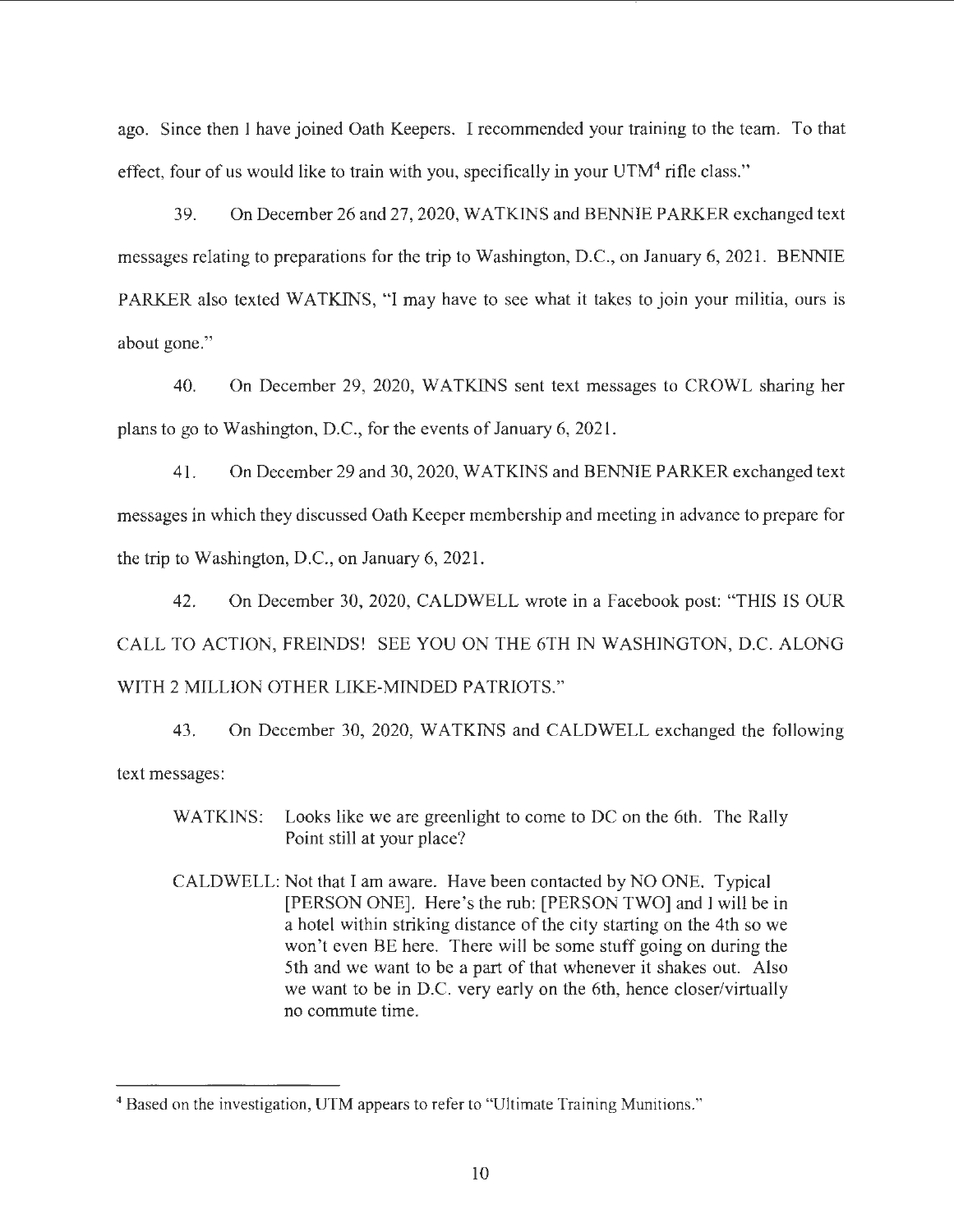ago. Since then I have joined Oath Keepers. I recommended your training to the team. To that effect, four of us would like to train with you, specifically in your UTM[4] rifle class."

39. On December 26 and 27, 2020, WATKINS and BENNIE PARKER exchanged text messages relating to preparations for the trip to Washington, D.C., on January 6, 2021. BENNIE PARKER also texted WATKINS, "I may have to see what it takes to join your militia, ours is about gone."

40. On December 29, 2020, WATKINS sent text messages to CROWL sharing her plans to go to Washington, D.C., for the events of January 6, 2021.

41. On December 29 and 30, 2020, WATKINS and BENNIE PARKER exchanged text messages in which they discussed Oath Keeper membership and meeting in advance to prepare for the trip to Washington, D.C., on January 6, 2021.

42. On December 30, 2020, CALDWELL wrote in a Facebook post: "THIS IS OUR CALL TO ACTION, FREINDS! SEE YOU ON THE 6TH IN WASHINGTON, D.C. ALONG WITH 2 MILLION OTHER LIKE-MINDED PATRIOTS."

43. On December 30, 2020, WATKINS and CALDWELL exchanged the following text messages:

> WATKINS: Looks like we are greenlight to come to DC on the 6th. The Rally Point still at your place?
>
> CALDWELL: Not that I am aware. Have been contacted by NO ONE. Typical [PERSON ONE]. Here's the rub: [PERSON TWO] and I will be in a hotel within striking distance of the city starting on the 4th so we won't even BE here. There will be some stuff going on during the 5th and we want to be a part of that whenever it shakes out. Also we want to be in D.C. very early on the 6th, hence closer/virtually no commute time.

---

[4] Based on the investigation, UTM appears to refer to "Ultimate Training Munitions."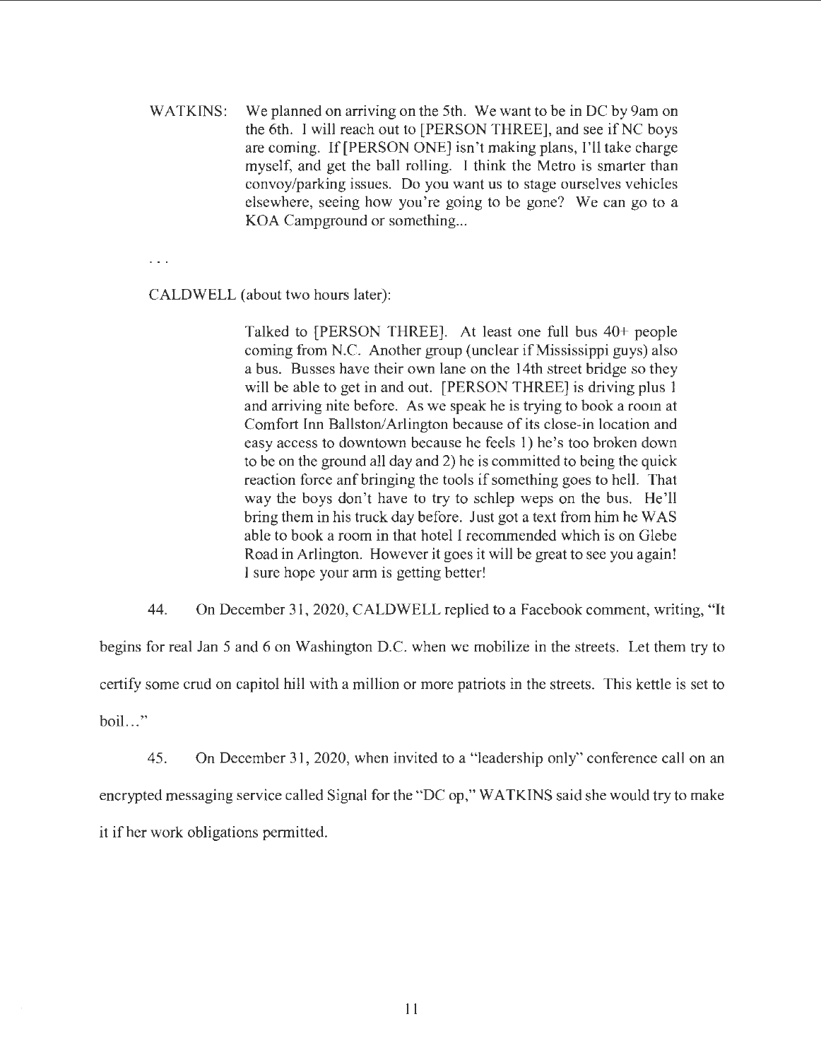WATKINS: We planned on arriving on the 5th. We want to be in DC by 9am on the 6th. I will reach out to [PERSON THREE], and see if NC boys are coming. If [PERSON ONE] isn't making plans, I'll take charge myself, and get the ball rolling. I think the Metro is smarter than convoy/parking issues. Do you want us to stage ourselves vehicles elsewhere, seeing how you're going to be gone? We can go to a KOA Campground or something...

. . .

CALDWELL (about two hours later):

> Talked to [PERSON THREE]. At least one full bus 40+ people coming from N.C. Another group (unclear if Mississippi guys) also a bus. Busses have their own lane on the 14th street bridge so they will be able to get in and out. [PERSON THREE] is driving plus 1 and arriving nite before. As we speak he is trying to book a room at Comfort Inn Ballston/Arlington because of its close-in location and easy access to downtown because he feels 1) he's too broken down to be on the ground all day and 2) he is committed to being the quick reaction force anf bringing the tools if something goes to hell. That way the boys don't have to try to schlep weps on the bus. He'll bring them in his truck day before. Just got a text from him he WAS able to book a room in that hotel I recommended which is on Glebe Road in Arlington. However it goes it will be great to see you again! I sure hope your arm is getting better!

44. On December 31, 2020, CALDWELL replied to a Facebook comment, writing, "It begins for real Jan 5 and 6 on Washington D.C. when we mobilize in the streets. Let them try to certify some crud on capitol hill with a million or more patriots in the streets. This kettle is set to boil…"

45. On December 31, 2020, when invited to a "leadership only" conference call on an encrypted messaging service called Signal for the "DC op," WATKINS said she would try to make it if her work obligations permitted.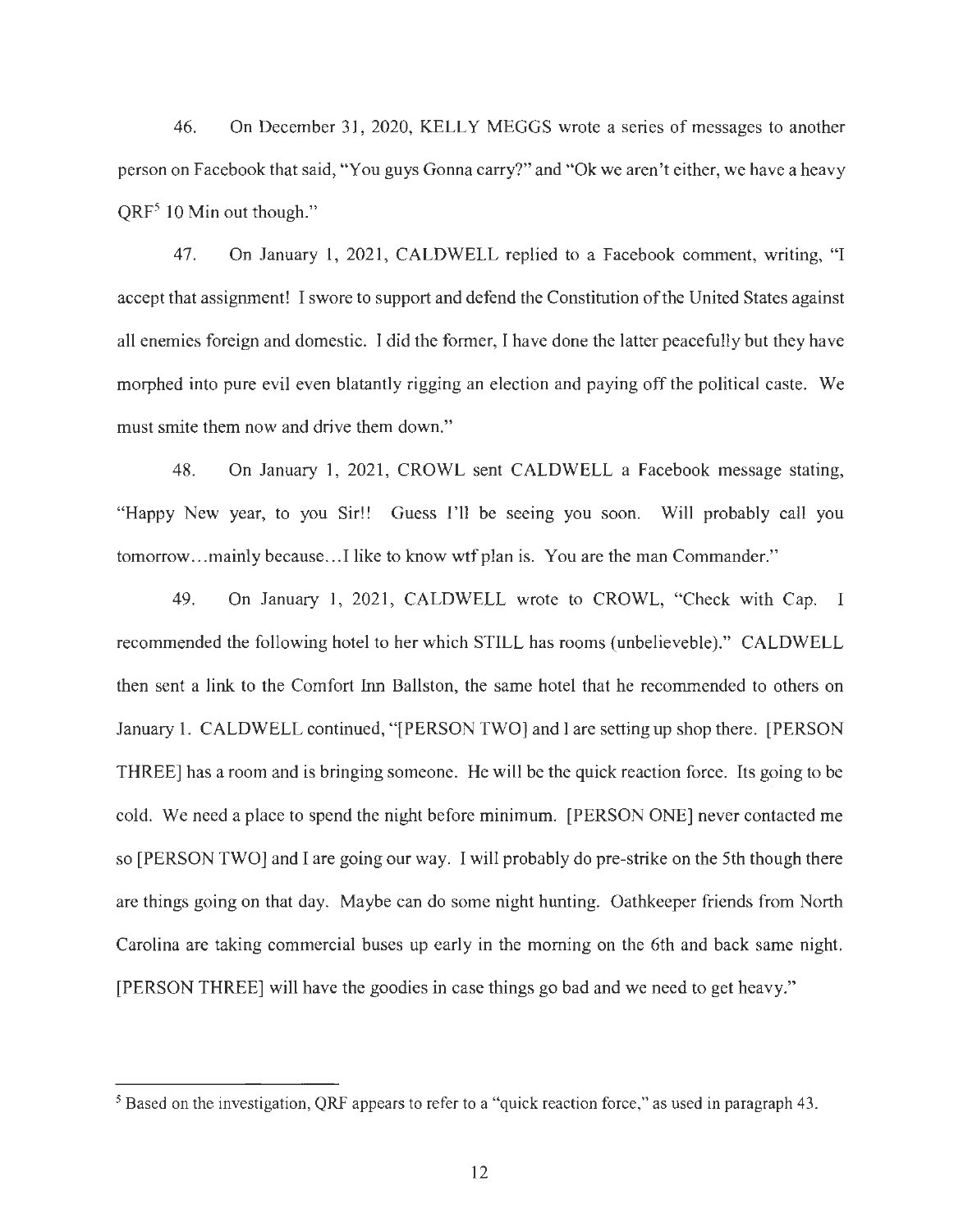46. On December 31, 2020, KELLY MEGGS wrote a series of messages to another person on Facebook that said, "You guys Gonna carry?" and "Ok we aren't either, we have a heavy QRF[5] 10 Min out though."

47. On January 1, 2021, CALDWELL replied to a Facebook comment, writing, "I accept that assignment! I swore to support and defend the Constitution of the United States against all enemies foreign and domestic. I did the former, I have done the latter peacefully but they have morphed into pure evil even blatantly rigging an election and paying off the political caste. We must smite them now and drive them down."

48. On January 1, 2021, CROWL sent CALDWELL a Facebook message stating, "Happy New year, to you Sir!! Guess I'll be seeing you soon. Will probably call you tomorrow…mainly because…I like to know wtf plan is. You are the man Commander."

49. On January 1, 2021, CALDWELL wrote to CROWL, "Check with Cap. I recommended the following hotel to her which STILL has rooms (unbelieveble)." CALDWELL then sent a link to the Comfort Inn Ballston, the same hotel that he recommended to others on January 1. CALDWELL continued, "[PERSON TWO] and I are setting up shop there. [PERSON THREE] has a room and is bringing someone. He will be the quick reaction force. Its going to be cold. We need a place to spend the night before minimum. [PERSON ONE] never contacted me so [PERSON TWO] and I are going our way. I will probably do pre-strike on the 5th though there are things going on that day. Maybe can do some night hunting. Oathkeeper friends from North Carolina are taking commercial buses up early in the morning on the 6th and back same night. [PERSON THREE] will have the goodies in case things go bad and we need to get heavy."

---

[5] Based on the investigation, QRF appears to refer to a "quick reaction force," as used in paragraph 43.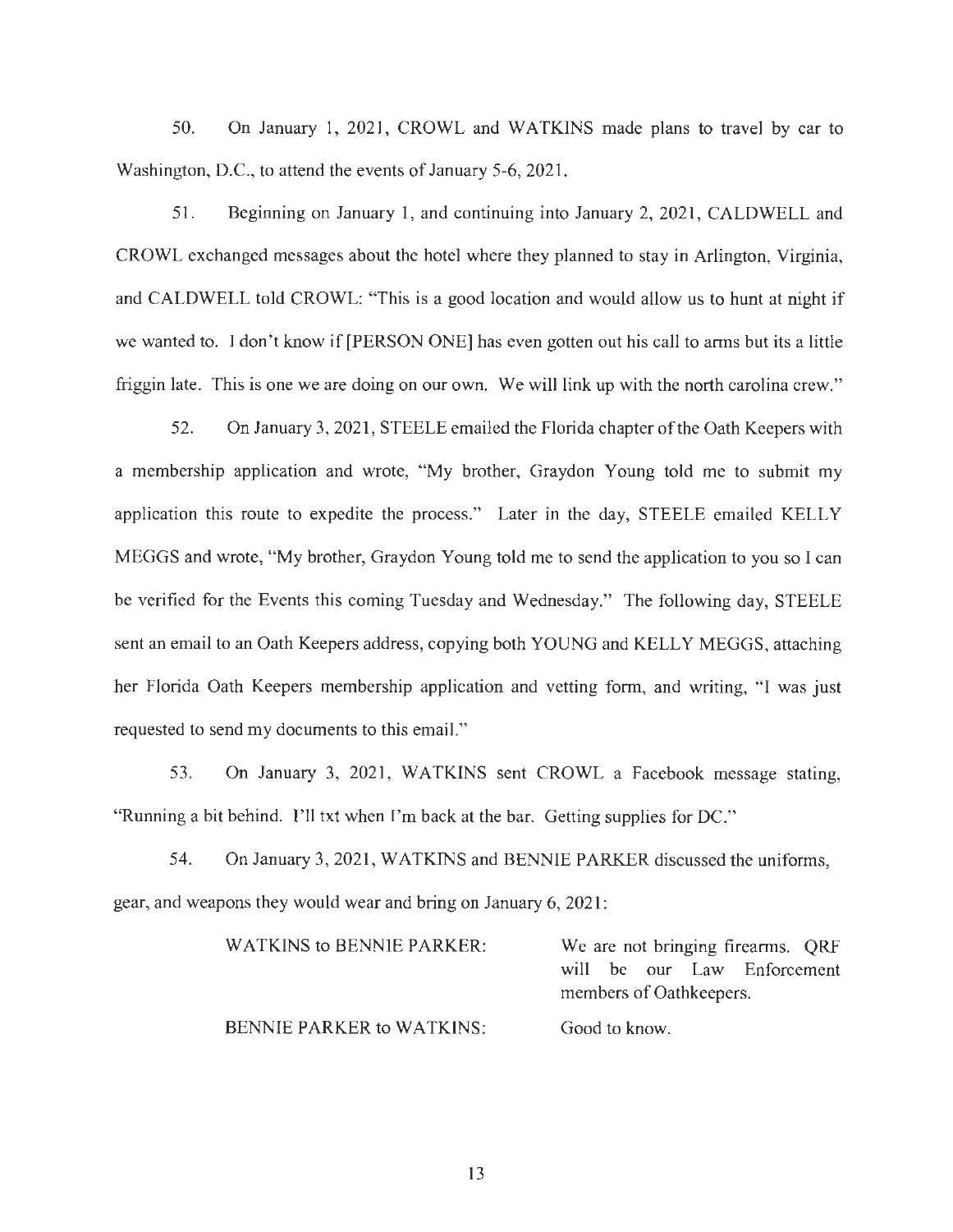50. On January 1, 2021, CROWL and WATKINS made plans to travel by car to Washington, D.C., to attend the events of January 5-6, 2021.

51. Beginning on January 1, and continuing into January 2, 2021, CALDWELL and CROWL exchanged messages about the hotel where they planned to stay in Arlington, Virginia, and CALDWELL told CROWL: "This is a good location and would allow us to hunt at night if we wanted to. I don't know if [PERSON ONE] has even gotten out his call to arms but its a little friggin late. This is one we are doing on our own. We will link up with the north carolina crew."

52. On January 3, 2021, STEELE emailed the Florida chapter of the Oath Keepers with a membership application and wrote, "My brother, Graydon Young told me to submit my application this route to expedite the process." Later in the day, STEELE emailed KELLY MEGGS and wrote, "My brother, Graydon Young told me to send the application to you so I can be verified for the Events this coming Tuesday and Wednesday." The following day, STEELE sent an email to an Oath Keepers address, copying both YOUNG and KELLY MEGGS, attaching her Florida Oath Keepers membership application and vetting form, and writing, "I was just requested to send my documents to this email."

53. On January 3, 2021, WATKINS sent CROWL a Facebook message stating, "Running a bit behind. I'll txt when I'm back at the bar. Getting supplies for DC."

54. On January 3, 2021, WATKINS and BENNIE PARKER discussed the uniforms, gear, and weapons they would wear and bring on January 6, 2021:

| | |
|---|---|
| WATKINS to BENNIE PARKER: | We are not bringing firearms. QRF will be our Law Enforcement members of Oathkeepers. |
| BENNIE PARKER to WATKINS: | Good to know. |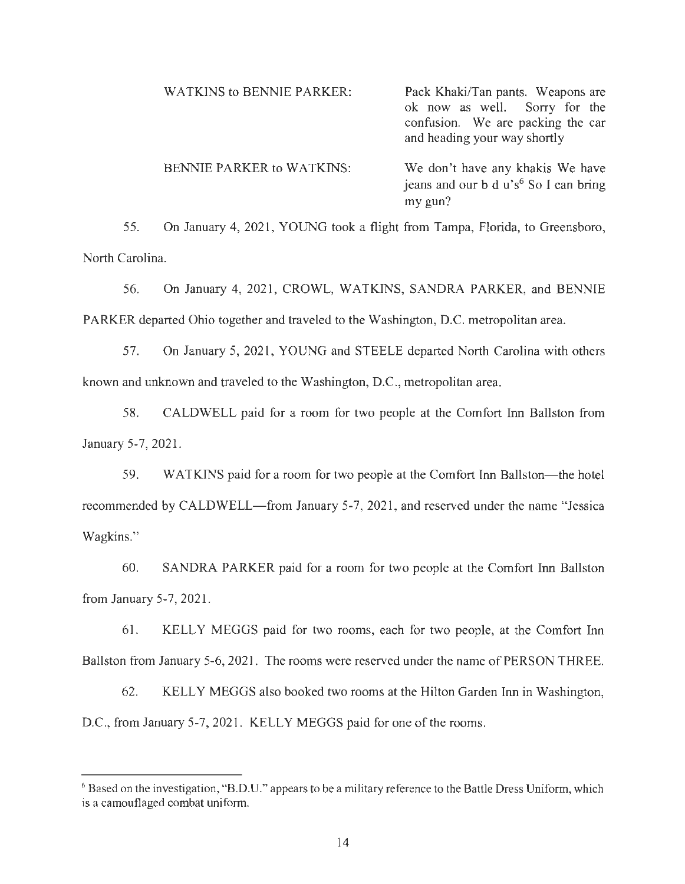| | |
|---|---|
| WATKINS to BENNIE PARKER: | Pack Khaki/Tan pants. Weapons are ok now as well. Sorry for the confusion. We are packing the car and heading your way shortly |
| BENNIE PARKER to WATKINS: | We don't have any khakis We have jeans and our b d u's[6] So I can bring my gun? |

55. On January 4, 2021, YOUNG took a flight from Tampa, Florida, to Greensboro, North Carolina.

56. On January 4, 2021, CROWL, WATKINS, SANDRA PARKER, and BENNIE PARKER departed Ohio together and traveled to the Washington, D.C. metropolitan area.

57. On January 5, 2021, YOUNG and STEELE departed North Carolina with others known and unknown and traveled to the Washington, D.C., metropolitan area.

58. CALDWELL paid for a room for two people at the Comfort Inn Ballston from January 5-7, 2021.

59. WATKINS paid for a room for two people at the Comfort Inn Ballston—the hotel recommended by CALDWELL—from January 5-7, 2021, and reserved under the name "Jessica Wagkins."

60. SANDRA PARKER paid for a room for two people at the Comfort Inn Ballston from January 5-7, 2021.

61. KELLY MEGGS paid for two rooms, each for two people, at the Comfort Inn Ballston from January 5-6, 2021. The rooms were reserved under the name of PERSON THREE.

62. KELLY MEGGS also booked two rooms at the Hilton Garden Inn in Washington, D.C., from January 5-7, 2021. KELLY MEGGS paid for one of the rooms.

---

[6] Based on the investigation, "B.D.U." appears to be a military reference to the Battle Dress Uniform, which is a camouflaged combat uniform.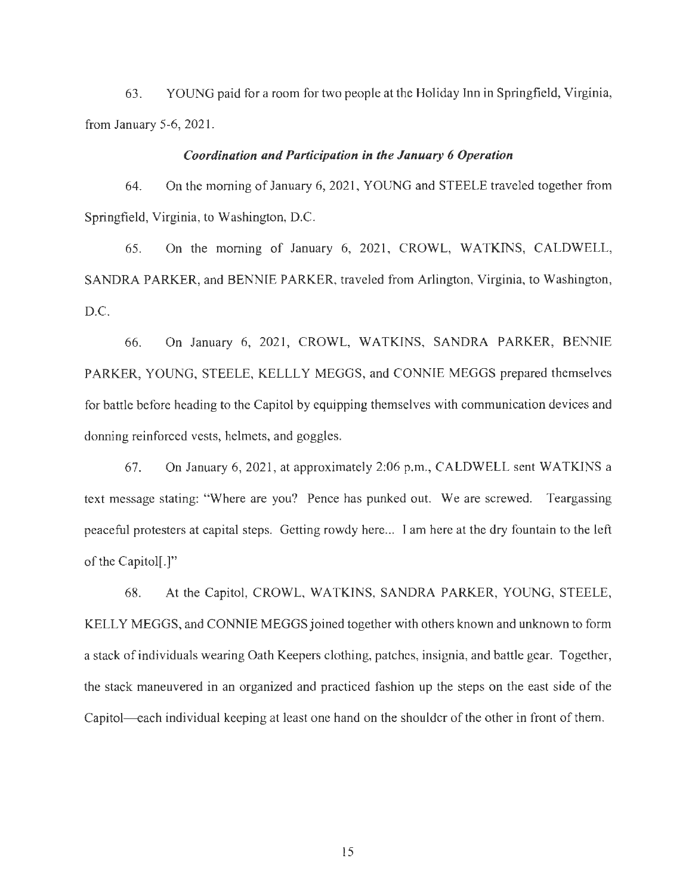63. YOUNG paid for a room for two people at the Holiday Inn in Springfield, Virginia, from January 5-6, 2021.

### *Coordination and Participation in the January 6 Operation*

64. On the morning of January 6, 2021, YOUNG and STEELE traveled together from Springfield, Virginia, to Washington, D.C.

65. On the morning of January 6, 2021, CROWL, WATKINS, CALDWELL, SANDRA PARKER, and BENNIE PARKER, traveled from Arlington, Virginia, to Washington, D.C.

66. On January 6, 2021, CROWL, WATKINS, SANDRA PARKER, BENNIE PARKER, YOUNG, STEELE, KELLLY MEGGS, and CONNIE MEGGS prepared themselves for battle before heading to the Capitol by equipping themselves with communication devices and donning reinforced vests, helmets, and goggles.

67. On January 6, 2021, at approximately 2:06 p.m., CALDWELL sent WATKINS a text message stating: "Where are you? Pence has punked out. We are screwed. Teargassing peaceful protesters at capital steps. Getting rowdy here... I am here at the dry fountain to the left of the Capitol[.]"

68. At the Capitol, CROWL, WATKINS, SANDRA PARKER, YOUNG, STEELE, KELLY MEGGS, and CONNIE MEGGS joined together with others known and unknown to form a stack of individuals wearing Oath Keepers clothing, patches, insignia, and battle gear. Together, the stack maneuvered in an organized and practiced fashion up the steps on the east side of the Capitol—each individual keeping at least one hand on the shoulder of the other in front of them.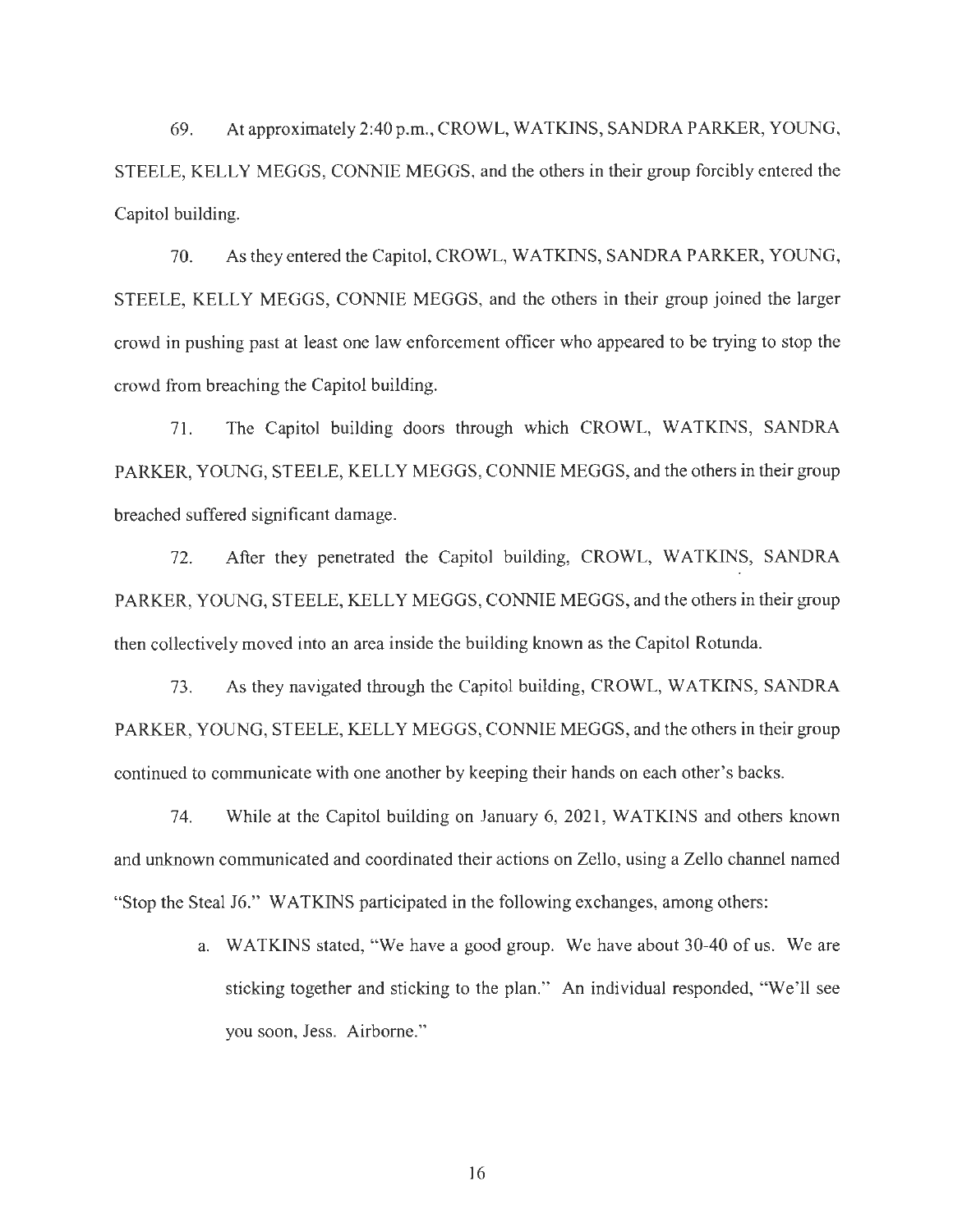69. At approximately 2:40 p.m., CROWL, WATKINS, SANDRA PARKER, YOUNG, STEELE, KELLY MEGGS, CONNIE MEGGS, and the others in their group forcibly entered the Capitol building.

70. As they entered the Capitol, CROWL, WATKINS, SANDRA PARKER, YOUNG, STEELE, KELLY MEGGS, CONNIE MEGGS, and the others in their group joined the larger crowd in pushing past at least one law enforcement officer who appeared to be trying to stop the crowd from breaching the Capitol building.

71. The Capitol building doors through which CROWL, WATKINS, SANDRA PARKER, YOUNG, STEELE, KELLY MEGGS, CONNIE MEGGS, and the others in their group breached suffered significant damage.

72. After they penetrated the Capitol building, CROWL, WATKINS, SANDRA PARKER, YOUNG, STEELE, KELLY MEGGS, CONNIE MEGGS, and the others in their group then collectively moved into an area inside the building known as the Capitol Rotunda.

73. As they navigated through the Capitol building, CROWL, WATKINS, SANDRA PARKER, YOUNG, STEELE, KELLY MEGGS, CONNIE MEGGS, and the others in their group continued to communicate with one another by keeping their hands on each other's backs.

74. While at the Capitol building on January 6, 2021, WATKINS and others known and unknown communicated and coordinated their actions on Zello, using a Zello channel named "Stop the Steal J6." WATKINS participated in the following exchanges, among others:

a. WATKINS stated, "We have a good group. We have about 30-40 of us. We are sticking together and sticking to the plan." An individual responded, "We'll see you soon, Jess. Airborne."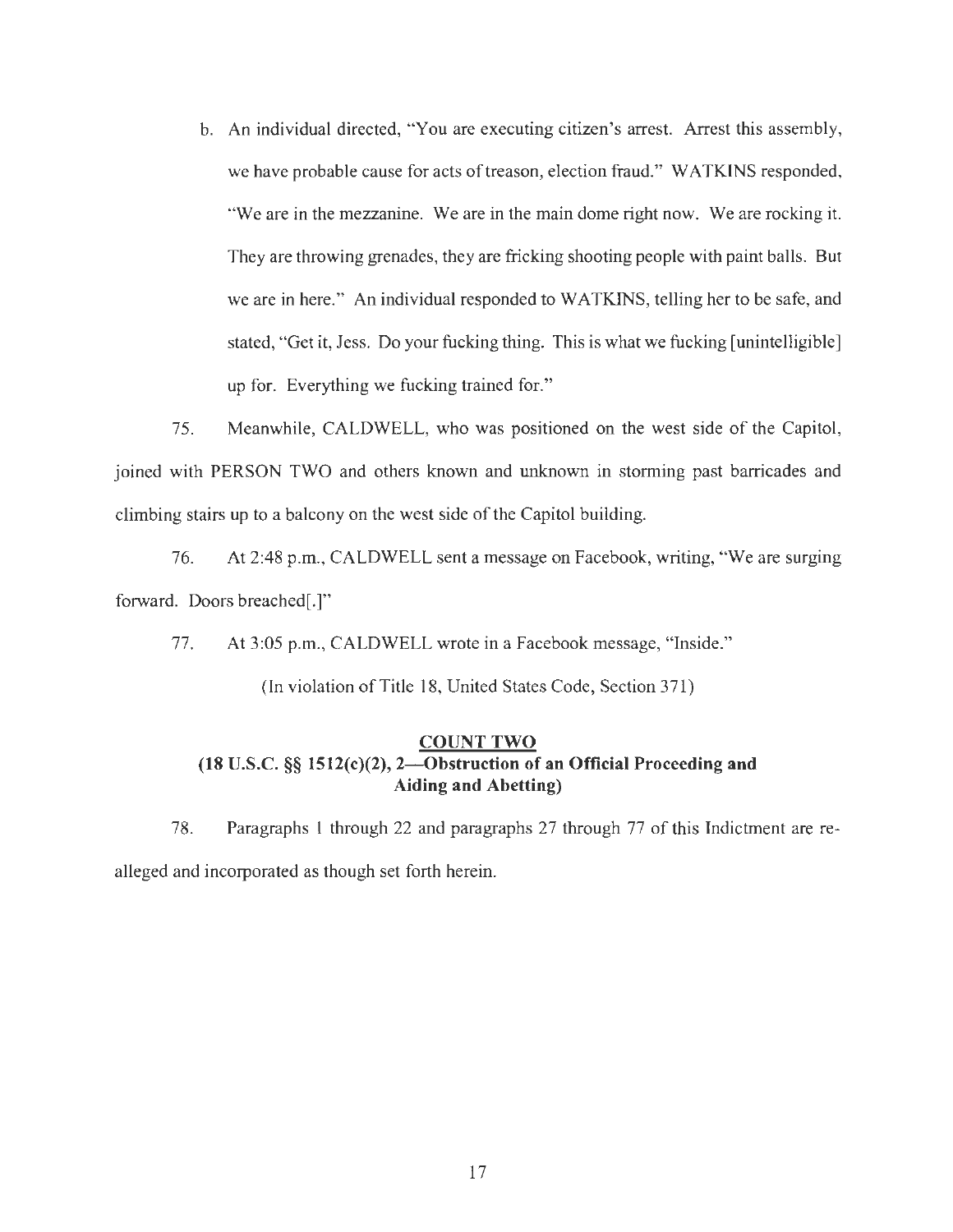b. An individual directed, "You are executing citizen's arrest. Arrest this assembly, we have probable cause for acts of treason, election fraud." WATKINS responded, "We are in the mezzanine. We are in the main dome right now. We are rocking it. They are throwing grenades, they are fricking shooting people with paint balls. But we are in here." An individual responded to WATKINS, telling her to be safe, and stated, "Get it, Jess. Do your fucking thing. This is what we fucking [unintelligible] up for. Everything we fucking trained for."

75. Meanwhile, CALDWELL, who was positioned on the west side of the Capitol, joined with PERSON TWO and others known and unknown in storming past barricades and climbing stairs up to a balcony on the west side of the Capitol building.

76. At 2:48 p.m., CALDWELL sent a message on Facebook, writing, "We are surging forward. Doors breached[.]"

77. At 3:05 p.m., CALDWELL wrote in a Facebook message, "Inside."

(In violation of Title 18, United States Code, Section 371)

## COUNT TWO
## (18 U.S.C. §§ 1512(c)(2), 2—Obstruction of an Official Proceeding and Aiding and Abetting)

78. Paragraphs 1 through 22 and paragraphs 27 through 77 of this Indictment are re-alleged and incorporated as though set forth herein.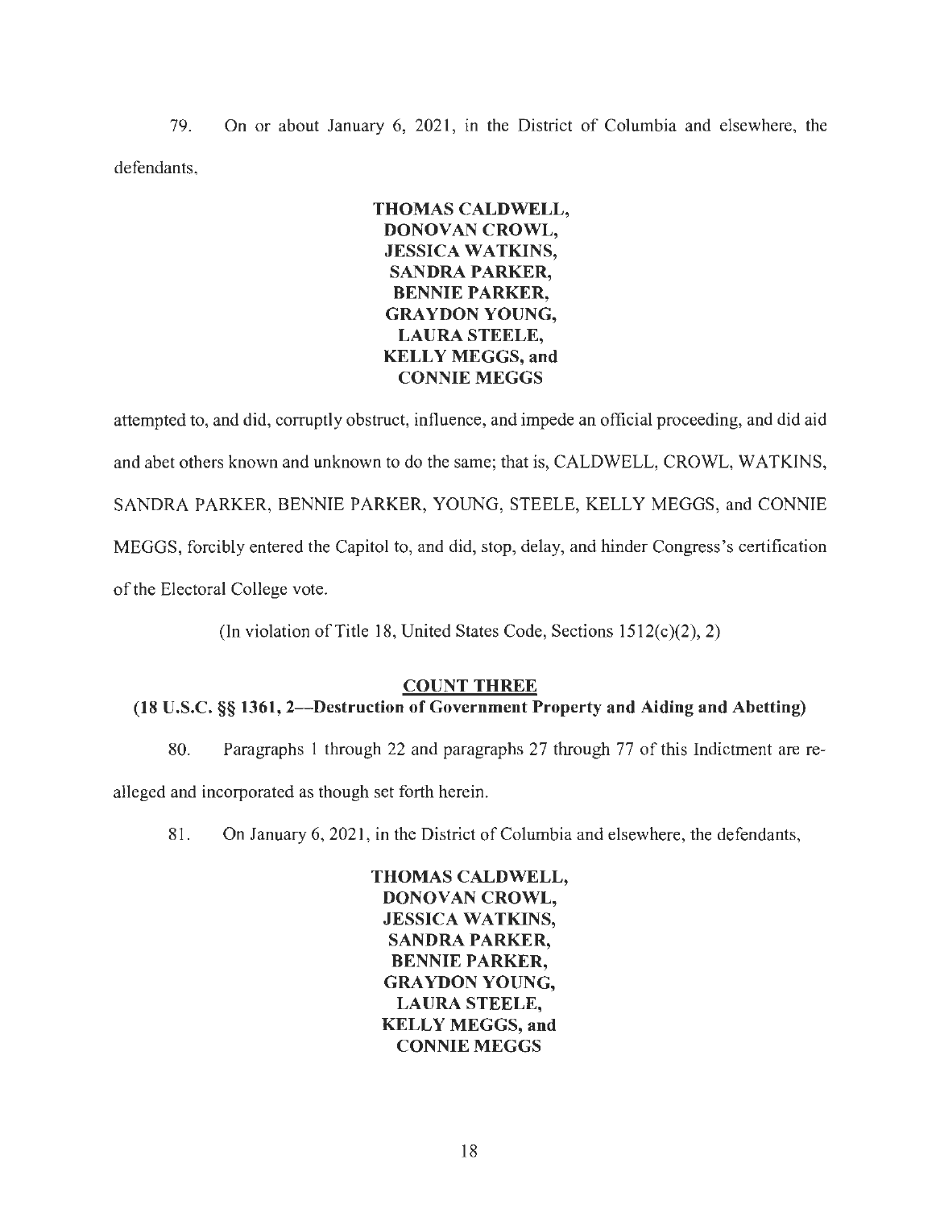79. On or about January 6, 2021, in the District of Columbia and elsewhere, the defendants,

**THOMAS CALDWELL,**
**DONOVAN CROWL,**
**JESSICA WATKINS,**
**SANDRA PARKER,**
**BENNIE PARKER,**
**GRAYDON YOUNG,**
**LAURA STEELE,**
**KELLY MEGGS, and**
**CONNIE MEGGS**

attempted to, and did, corruptly obstruct, influence, and impede an official proceeding, and did aid and abet others known and unknown to do the same; that is, CALDWELL, CROWL, WATKINS, SANDRA PARKER, BENNIE PARKER, YOUNG, STEELE, KELLY MEGGS, and CONNIE MEGGS, forcibly entered the Capitol to, and did, stop, delay, and hinder Congress's certification of the Electoral College vote.

(In violation of Title 18, United States Code, Sections 1512(c)(2), 2)

## COUNT THREE

### (18 U.S.C. §§ 1361, 2—Destruction of Government Property and Aiding and Abetting)

80. Paragraphs 1 through 22 and paragraphs 27 through 77 of this Indictment are re-alleged and incorporated as though set forth herein.

81. On January 6, 2021, in the District of Columbia and elsewhere, the defendants,

**THOMAS CALDWELL,**
**DONOVAN CROWL,**
**JESSICA WATKINS,**
**SANDRA PARKER,**
**BENNIE PARKER,**
**GRAYDON YOUNG,**
**LAURA STEELE,**
**KELLY MEGGS, and**
**CONNIE MEGGS**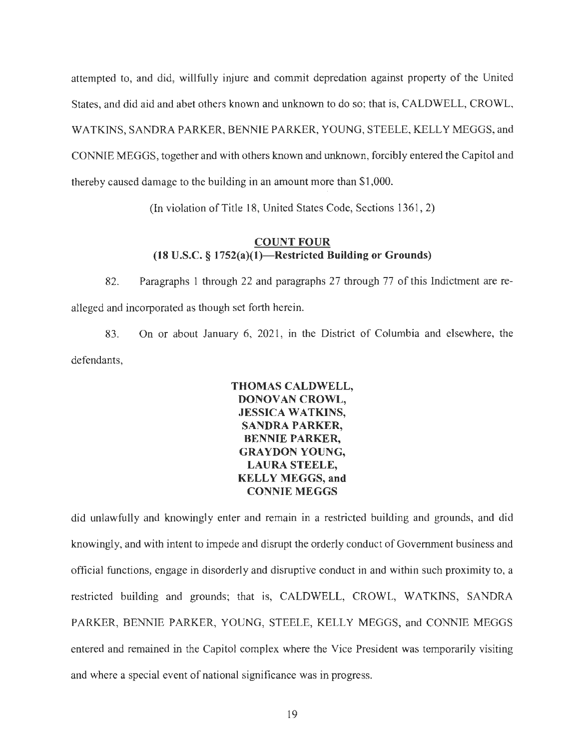attempted to, and did, willfully injure and commit depredation against property of the United States, and did aid and abet others known and unknown to do so; that is, CALDWELL, CROWL, WATKINS, SANDRA PARKER, BENNIE PARKER, YOUNG, STEELE, KELLY MEGGS, and CONNIE MEGGS, together and with others known and unknown, forcibly entered the Capitol and thereby caused damage to the building in an amount more than $1,000.

(In violation of Title 18, United States Code, Sections 1361, 2)

## COUNT FOUR
## (18 U.S.C. § 1752(a)(1)—Restricted Building or Grounds)

82. Paragraphs 1 through 22 and paragraphs 27 through 77 of this Indictment are re-alleged and incorporated as though set forth herein.

83. On or about January 6, 2021, in the District of Columbia and elsewhere, the defendants,

**THOMAS CALDWELL,**
**DONOVAN CROWL,**
**JESSICA WATKINS,**
**SANDRA PARKER,**
**BENNIE PARKER,**
**GRAYDON YOUNG,**
**LAURA STEELE,**
**KELLY MEGGS, and**
**CONNIE MEGGS**

did unlawfully and knowingly enter and remain in a restricted building and grounds, and did knowingly, and with intent to impede and disrupt the orderly conduct of Government business and official functions, engage in disorderly and disruptive conduct in and within such proximity to, a restricted building and grounds; that is, CALDWELL, CROWL, WATKINS, SANDRA PARKER, BENNIE PARKER, YOUNG, STEELE, KELLY MEGGS, and CONNIE MEGGS entered and remained in the Capitol complex where the Vice President was temporarily visiting and where a special event of national significance was in progress.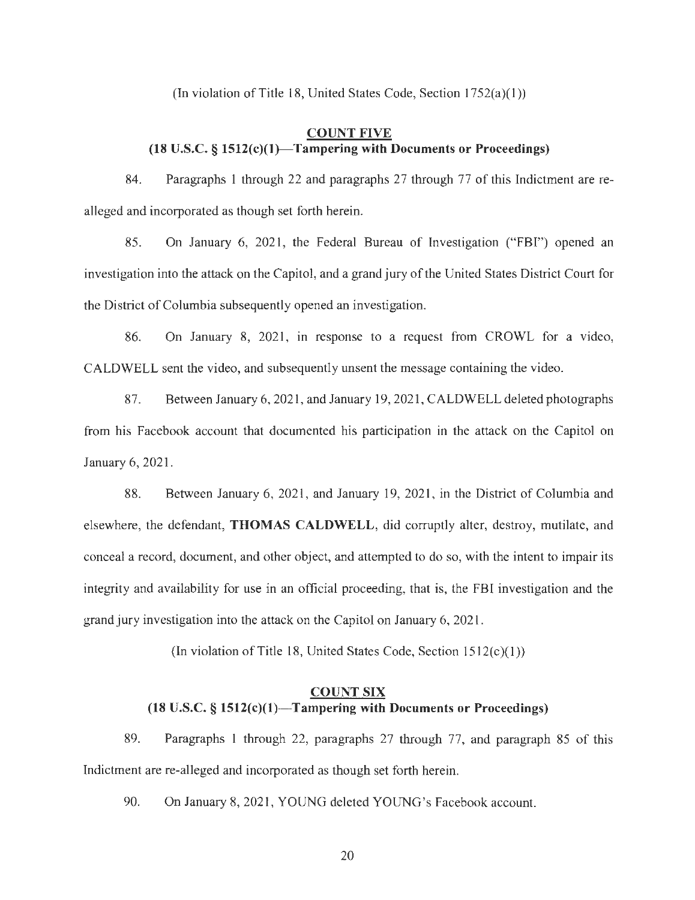(In violation of Title 18, United States Code, Section 1752(a)(1))

## COUNT FIVE
## (18 U.S.C. § 1512(c)(1)—Tampering with Documents or Proceedings)

84. Paragraphs 1 through 22 and paragraphs 27 through 77 of this Indictment are re-alleged and incorporated as though set forth herein.

85. On January 6, 2021, the Federal Bureau of Investigation ("FBI") opened an investigation into the attack on the Capitol, and a grand jury of the United States District Court for the District of Columbia subsequently opened an investigation.

86. On January 8, 2021, in response to a request from CROWL for a video, CALDWELL sent the video, and subsequently unsent the message containing the video.

87. Between January 6, 2021, and January 19, 2021, CALDWELL deleted photographs from his Facebook account that documented his participation in the attack on the Capitol on January 6, 2021.

88. Between January 6, 2021, and January 19, 2021, in the District of Columbia and elsewhere, the defendant, **THOMAS CALDWELL**, did corruptly alter, destroy, mutilate, and conceal a record, document, and other object, and attempted to do so, with the intent to impair its integrity and availability for use in an official proceeding, that is, the FBI investigation and the grand jury investigation into the attack on the Capitol on January 6, 2021.

(In violation of Title 18, United States Code, Section 1512(c)(1))

## COUNT SIX
## (18 U.S.C. § 1512(c)(1)—Tampering with Documents or Proceedings)

89. Paragraphs 1 through 22, paragraphs 27 through 77, and paragraph 85 of this Indictment are re-alleged and incorporated as though set forth herein.

90. On January 8, 2021, YOUNG deleted YOUNG's Facebook account.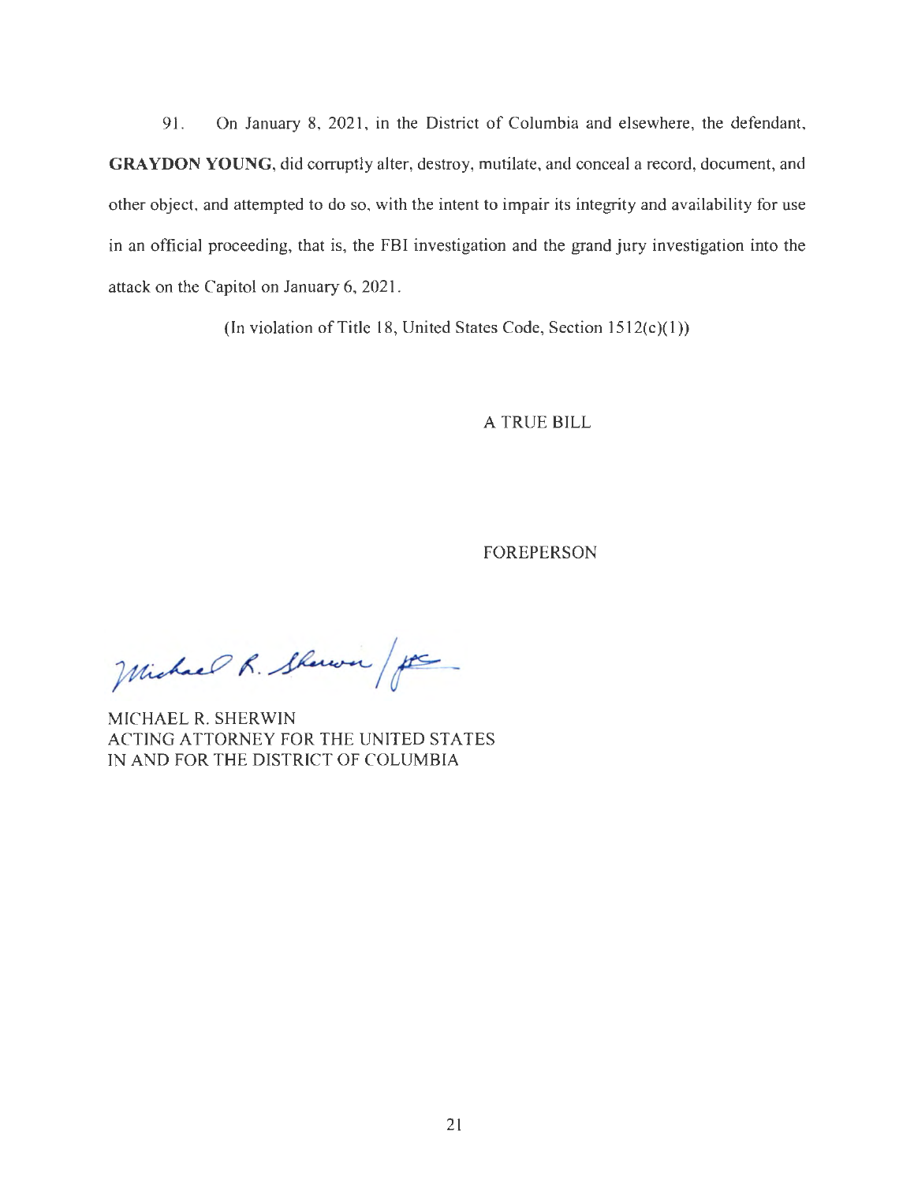91. On January 8, 2021, in the District of Columbia and elsewhere, the defendant, **GRAYDON YOUNG**, did corruptly alter, destroy, mutilate, and conceal a record, document, and other object, and attempted to do so, with the intent to impair its integrity and availability for use in an official proceeding, that is, the FBI investigation and the grand jury investigation into the attack on the Capitol on January 6, 2021.

(In violation of Title 18, United States Code, Section 1512(c)(1))

A TRUE BILL

FOREPERSON

Michael R. Sherwin / [signature]

MICHAEL R. SHERWIN
ACTING ATTORNEY FOR THE UNITED STATES
IN AND FOR THE DISTRICT OF COLUMBIA